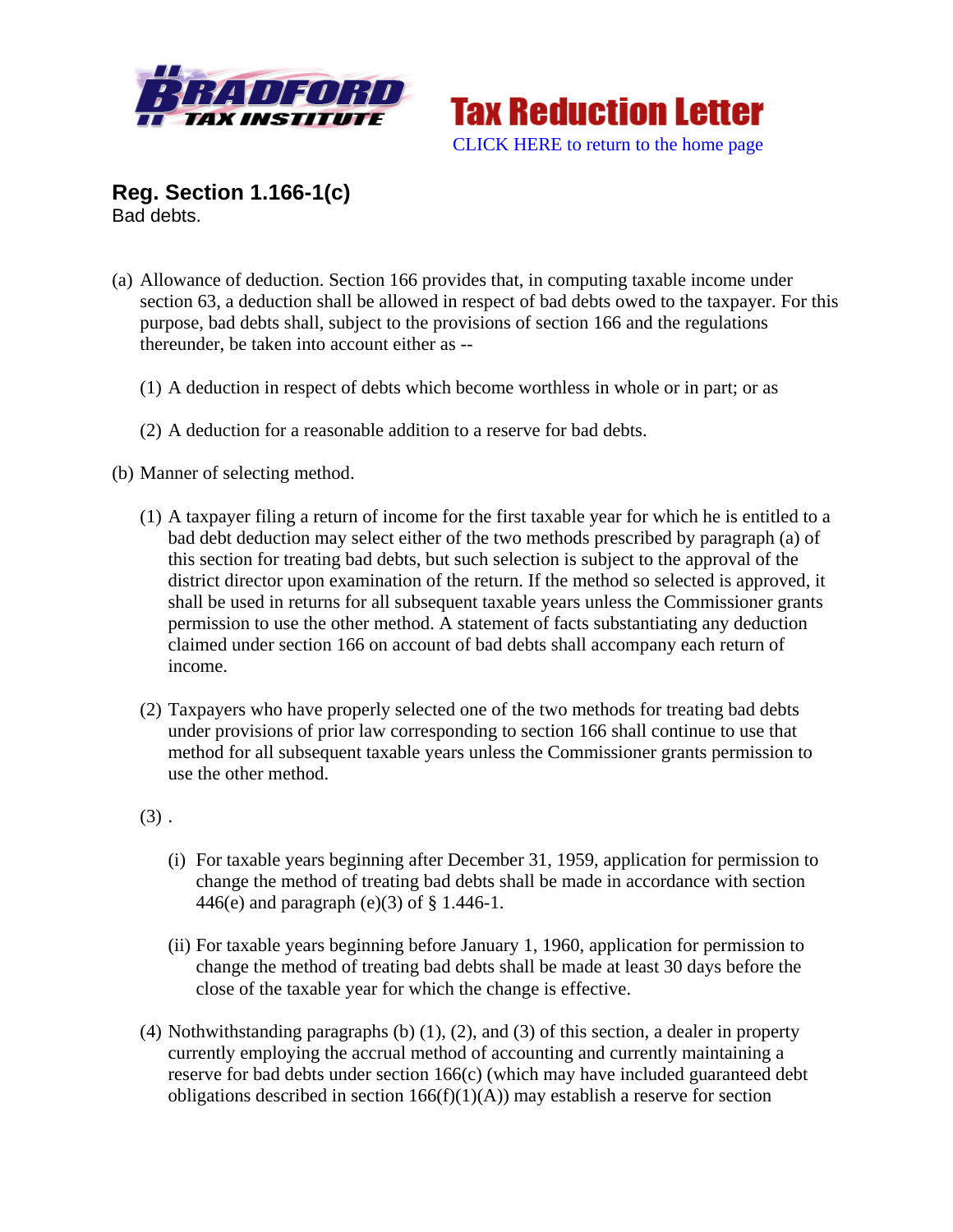**Tax Reduction Letter**

CLICK HERE to return to the home page

## Reg. Section 1.166-1(c)

Bad debts.

(a) Allowance of deduction. Section 166 provides that, in computing taxable income under section 63, a deduction shall be allowed in respect of bad debts owed to the taxpayer. For this purpose, bad debts shall, subject to the provisions of section 166 and the regulations thereunder, be taken into account either as --

(1) A deduction in respect of debts which become worthless in whole or in part; or as

(2) A deduction for a reasonable addition to a reserve for bad debts.

(b) Manner of selecting method.

(1) A taxpayer filing a return of income for the first taxable year for which he is entitled to a bad debt deduction may select either of the two methods prescribed by paragraph (a) of this section for treating bad debts, but such selection is subject to the approval of the district director upon examination of the return. If the method so selected is approved, it shall be used in returns for all subsequent taxable years unless the Commissioner grants permission to use the other method. A statement of facts substantiating any deduction claimed under section 166 on account of bad debts shall accompany each return of income.

(2) Taxpayers who have properly selected one of the two methods for treating bad debts under provisions of prior law corresponding to section 166 shall continue to use that method for all subsequent taxable years unless the Commissioner grants permission to use the other method.

(3) .

(i) For taxable years beginning after December 31, 1959, application for permission to change the method of treating bad debts shall be made in accordance with section 446(e) and paragraph (e)(3) of § 1.446-1.

(ii) For taxable years beginning before January 1, 1960, application for permission to change the method of treating bad debts shall be made at least 30 days before the close of the taxable year for which the change is effective.

(4) Nothwithstanding paragraphs (b) (1), (2), and (3) of this section, a dealer in property currently employing the accrual method of accounting and currently maintaining a reserve for bad debts under section 166(c) (which may have included guaranteed debt obligations described in section 166(f)(1)(A)) may establish a reserve for section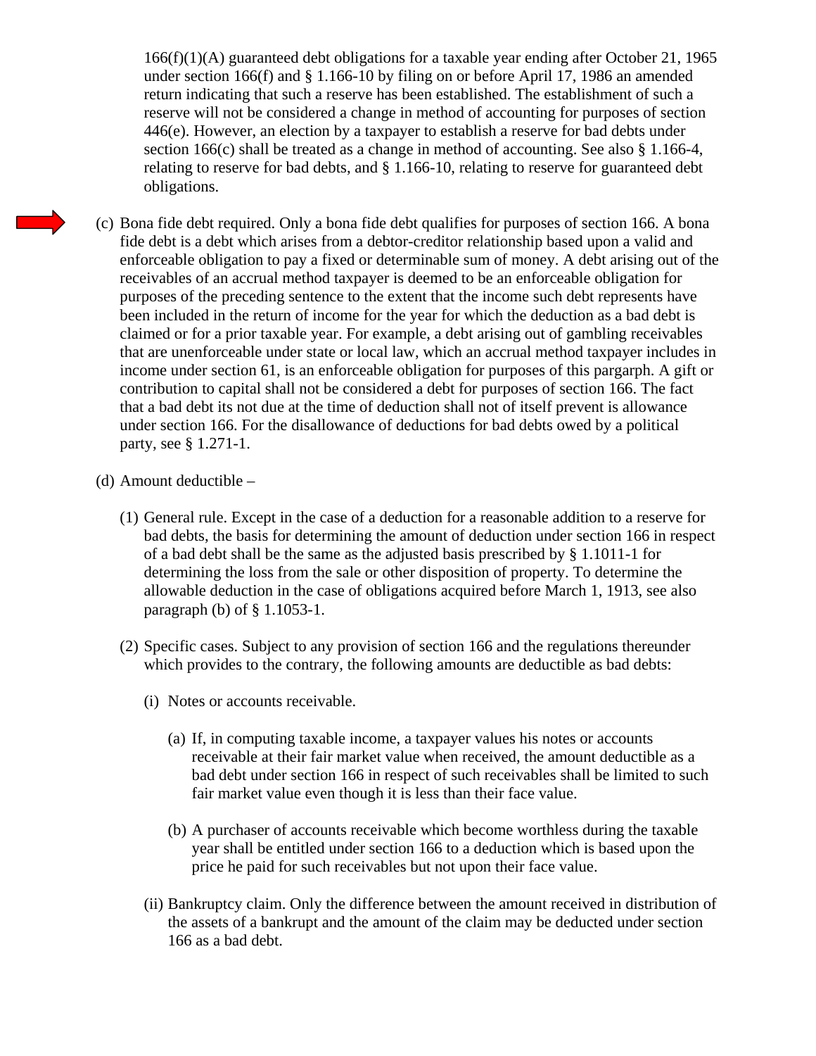166(f)(1)(A) guaranteed debt obligations for a taxable year ending after October 21, 1965 under section 166(f) and § 1.166-10 by filing on or before April 17, 1986 an amended return indicating that such a reserve has been established. The establishment of such a reserve will not be considered a change in method of accounting for purposes of section 446(e). However, an election by a taxpayer to establish a reserve for bad debts under section 166(c) shall be treated as a change in method of accounting. See also § 1.166-4, relating to reserve for bad debts, and § 1.166-10, relating to reserve for guaranteed debt obligations.

(c) Bona fide debt required. Only a bona fide debt qualifies for purposes of section 166. A bona fide debt is a debt which arises from a debtor-creditor relationship based upon a valid and enforceable obligation to pay a fixed or determinable sum of money. A debt arising out of the receivables of an accrual method taxpayer is deemed to be an enforceable obligation for purposes of the preceding sentence to the extent that the income such debt represents have been included in the return of income for the year for which the deduction as a bad debt is claimed or for a prior taxable year. For example, a debt arising out of gambling receivables that are unenforceable under state or local law, which an accrual method taxpayer includes in income under section 61, is an enforceable obligation for purposes of this pargarph. A gift or contribution to capital shall not be considered a debt for purposes of section 166. The fact that a bad debt its not due at the time of deduction shall not of itself prevent is allowance under section 166. For the disallowance of deductions for bad debts owed by a political party, see § 1.271-1.

(d) Amount deductible –

(1) General rule. Except in the case of a deduction for a reasonable addition to a reserve for bad debts, the basis for determining the amount of deduction under section 166 in respect of a bad debt shall be the same as the adjusted basis prescribed by § 1.1011-1 for determining the loss from the sale or other disposition of property. To determine the allowable deduction in the case of obligations acquired before March 1, 1913, see also paragraph (b) of § 1.1053-1.

(2) Specific cases. Subject to any provision of section 166 and the regulations thereunder which provides to the contrary, the following amounts are deductible as bad debts:

(i) Notes or accounts receivable.

(a) If, in computing taxable income, a taxpayer values his notes or accounts receivable at their fair market value when received, the amount deductible as a bad debt under section 166 in respect of such receivables shall be limited to such fair market value even though it is less than their face value.

(b) A purchaser of accounts receivable which become worthless during the taxable year shall be entitled under section 166 to a deduction which is based upon the price he paid for such receivables but not upon their face value.

(ii) Bankruptcy claim. Only the difference between the amount received in distribution of the assets of a bankrupt and the amount of the claim may be deducted under section 166 as a bad debt.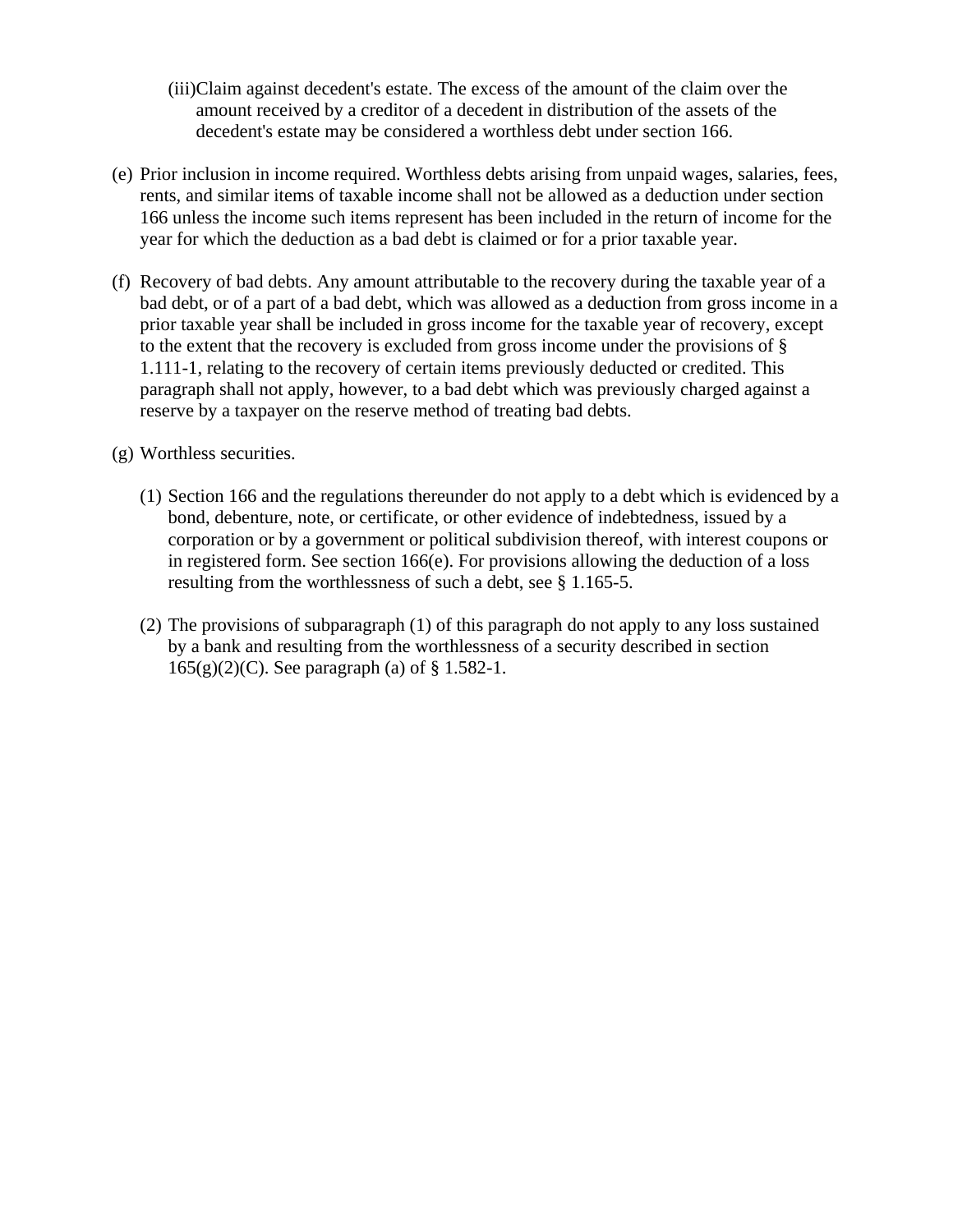(iii) Claim against decedent's estate. The excess of the amount of the claim over the amount received by a creditor of a decedent in distribution of the assets of the decedent's estate may be considered a worthless debt under section 166.

(e) Prior inclusion in income required. Worthless debts arising from unpaid wages, salaries, fees, rents, and similar items of taxable income shall not be allowed as a deduction under section 166 unless the income such items represent has been included in the return of income for the year for which the deduction as a bad debt is claimed or for a prior taxable year.

(f) Recovery of bad debts. Any amount attributable to the recovery during the taxable year of a bad debt, or of a part of a bad debt, which was allowed as a deduction from gross income in a prior taxable year shall be included in gross income for the taxable year of recovery, except to the extent that the recovery is excluded from gross income under the provisions of § 1.111-1, relating to the recovery of certain items previously deducted or credited. This paragraph shall not apply, however, to a bad debt which was previously charged against a reserve by a taxpayer on the reserve method of treating bad debts.

(g) Worthless securities.

(1) Section 166 and the regulations thereunder do not apply to a debt which is evidenced by a bond, debenture, note, or certificate, or other evidence of indebtedness, issued by a corporation or by a government or political subdivision thereof, with interest coupons or in registered form. See section 166(e). For provisions allowing the deduction of a loss resulting from the worthlessness of such a debt, see § 1.165-5.

(2) The provisions of subparagraph (1) of this paragraph do not apply to any loss sustained by a bank and resulting from the worthlessness of a security described in section 165(g)(2)(C). See paragraph (a) of § 1.582-1.